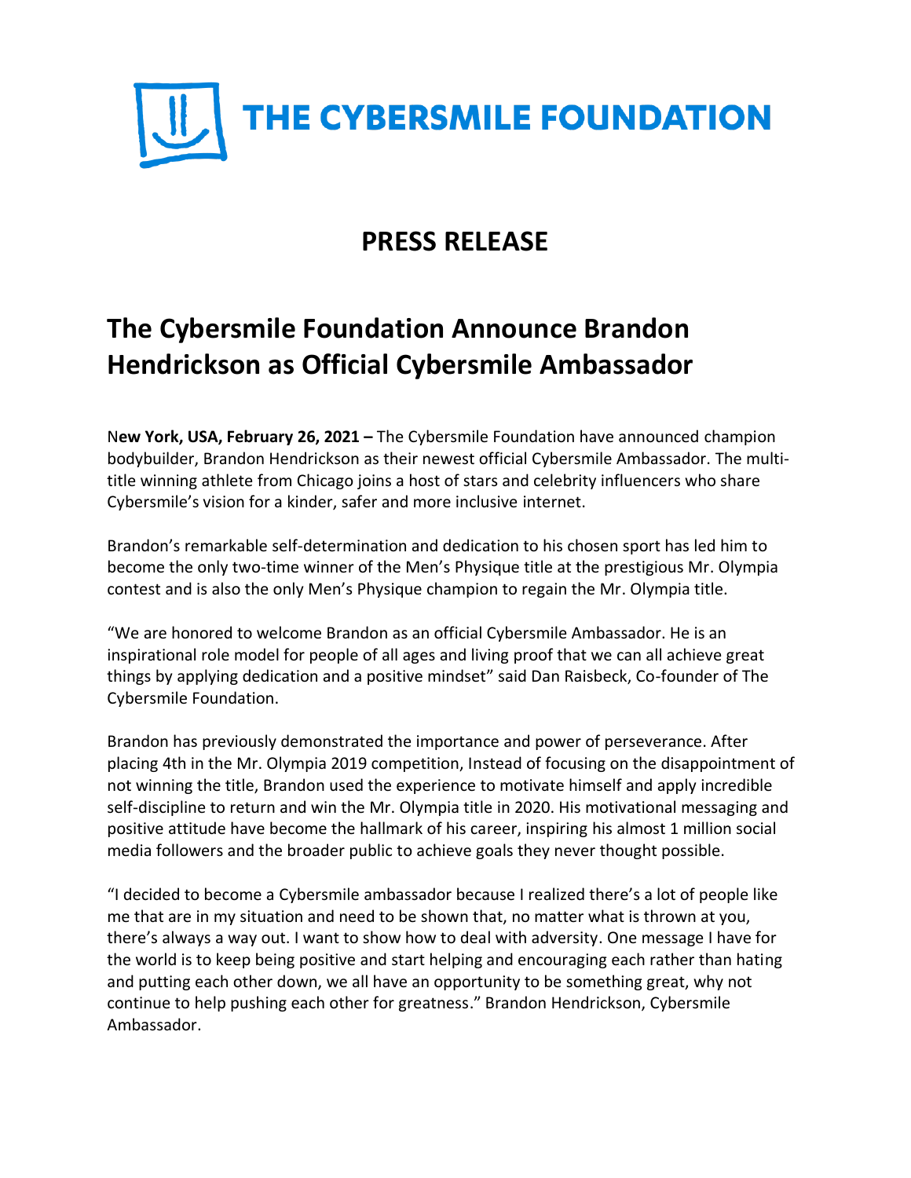# THE CYBERSMILE FOUNDATION

## PRESS RELEASE

# The Cybersmile Foundation Announce Brandon Hendrickson as Official Cybersmile Ambassador

N**ew York, USA, February 26, 2021 –** The Cybersmile Foundation have announced champion bodybuilder, Brandon Hendrickson as their newest official Cybersmile Ambassador. The multi-title winning athlete from Chicago joins a host of stars and celebrity influencers who share Cybersmile's vision for a kinder, safer and more inclusive internet.

Brandon's remarkable self-determination and dedication to his chosen sport has led him to become the only two-time winner of the Men's Physique title at the prestigious Mr. Olympia contest and is also the only Men's Physique champion to regain the Mr. Olympia title.

"We are honored to welcome Brandon as an official Cybersmile Ambassador. He is an inspirational role model for people of all ages and living proof that we can all achieve great things by applying dedication and a positive mindset" said Dan Raisbeck, Co-founder of The Cybersmile Foundation.

Brandon has previously demonstrated the importance and power of perseverance. After placing 4th in the Mr. Olympia 2019 competition, Instead of focusing on the disappointment of not winning the title, Brandon used the experience to motivate himself and apply incredible self-discipline to return and win the Mr. Olympia title in 2020. His motivational messaging and positive attitude have become the hallmark of his career, inspiring his almost 1 million social media followers and the broader public to achieve goals they never thought possible.

"I decided to become a Cybersmile ambassador because I realized there's a lot of people like me that are in my situation and need to be shown that, no matter what is thrown at you, there's always a way out. I want to show how to deal with adversity. One message I have for the world is to keep being positive and start helping and encouraging each rather than hating and putting each other down, we all have an opportunity to be something great, why not continue to help pushing each other for greatness." Brandon Hendrickson, Cybersmile Ambassador.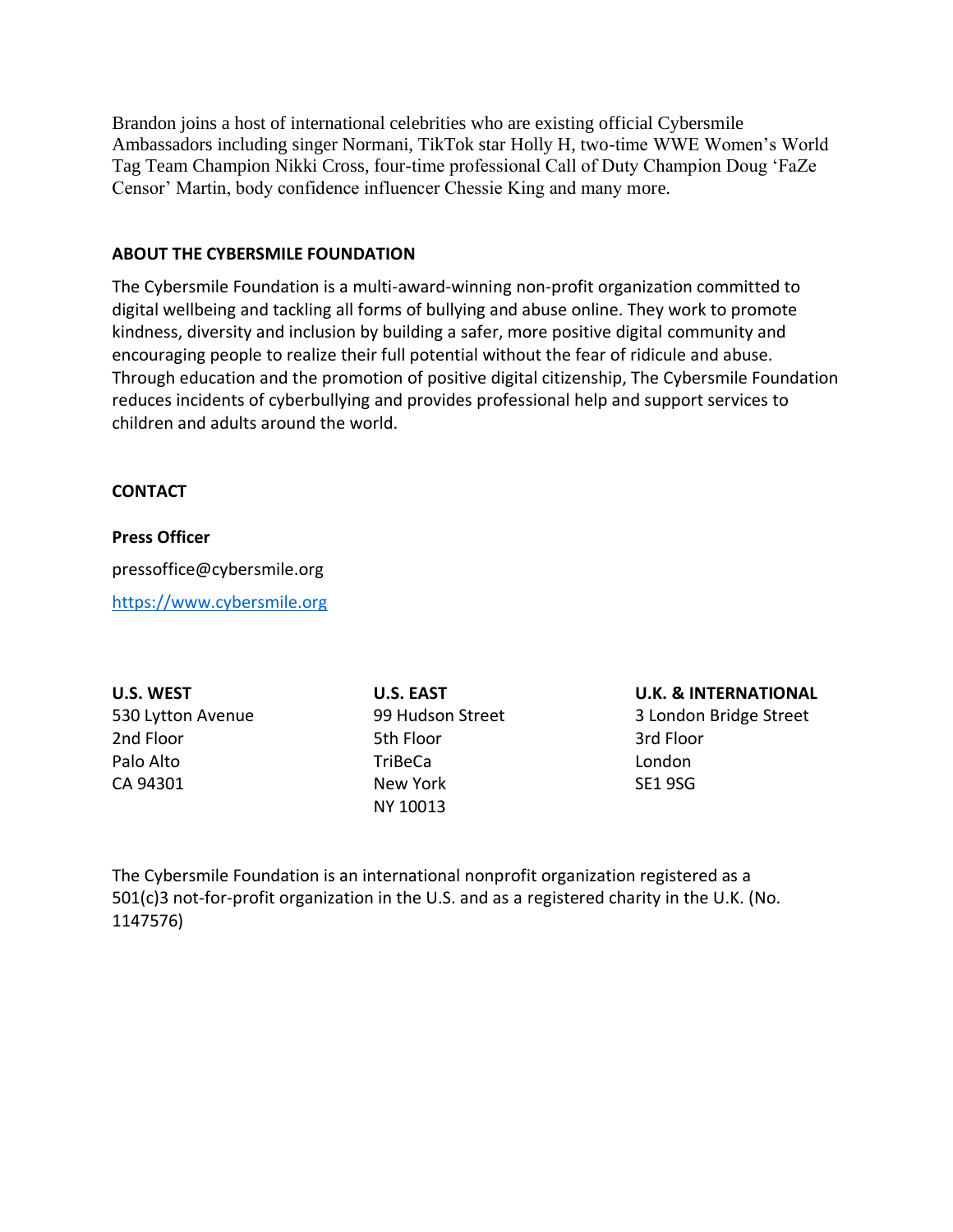Brandon joins a host of international celebrities who are existing official Cybersmile Ambassadors including singer Normani, TikTok star Holly H, two-time WWE Women's World Tag Team Champion Nikki Cross, four-time professional Call of Duty Champion Doug 'FaZe Censor' Martin, body confidence influencer Chessie King and many more.

**ABOUT THE CYBERSMILE FOUNDATION**

The Cybersmile Foundation is a multi-award-winning non-profit organization committed to digital wellbeing and tackling all forms of bullying and abuse online. They work to promote kindness, diversity and inclusion by building a safer, more positive digital community and encouraging people to realize their full potential without the fear of ridicule and abuse. Through education and the promotion of positive digital citizenship, The Cybersmile Foundation reduces incidents of cyberbullying and provides professional help and support services to children and adults around the world.

**CONTACT**

**Press Officer**

pressoffice@cybersmile.org

https://www.cybersmile.org

**U.S. WEST**
530 Lytton Avenue
2nd Floor
Palo Alto
CA 94301

**U.S. EAST**
99 Hudson Street
5th Floor
TriBeCa
New York
NY 10013

**U.K. & INTERNATIONAL**
3 London Bridge Street
3rd Floor
London
SE1 9SG

The Cybersmile Foundation is an international nonprofit organization registered as a 501(c)3 not-for-profit organization in the U.S. and as a registered charity in the U.K. (No. 1147576)